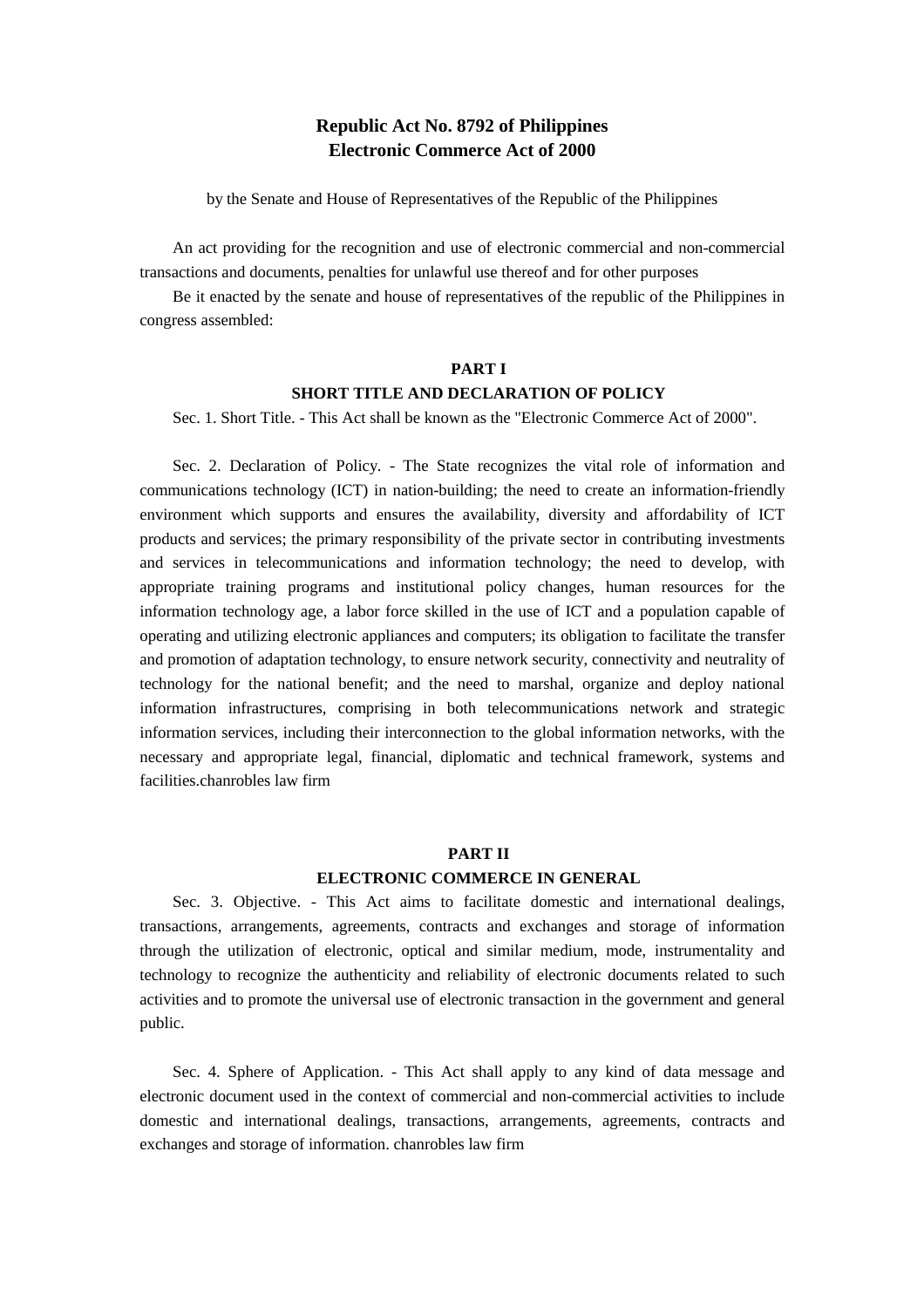# Republic Act No. 8792 of Philippines
# Electronic Commerce Act of 2000

by the Senate and House of Representatives of the Republic of the Philippines

An act providing for the recognition and use of electronic commercial and non-commercial transactions and documents, penalties for unlawful use thereof and for other purposes

Be it enacted by the senate and house of representatives of the republic of the Philippines in congress assembled:

## PART I
## SHORT TITLE AND DECLARATION OF POLICY

Sec. 1. Short Title. - This Act shall be known as the "Electronic Commerce Act of 2000".

Sec. 2. Declaration of Policy. - The State recognizes the vital role of information and communications technology (ICT) in nation-building; the need to create an information-friendly environment which supports and ensures the availability, diversity and affordability of ICT products and services; the primary responsibility of the private sector in contributing investments and services in telecommunications and information technology; the need to develop, with appropriate training programs and institutional policy changes, human resources for the information technology age, a labor force skilled in the use of ICT and a population capable of operating and utilizing electronic appliances and computers; its obligation to facilitate the transfer and promotion of adaptation technology, to ensure network security, connectivity and neutrality of technology for the national benefit; and the need to marshal, organize and deploy national information infrastructures, comprising in both telecommunications network and strategic information services, including their interconnection to the global information networks, with the necessary and appropriate legal, financial, diplomatic and technical framework, systems and facilities.chanrobles law firm

## PART II
## ELECTRONIC COMMERCE IN GENERAL

Sec. 3. Objective. - This Act aims to facilitate domestic and international dealings, transactions, arrangements, agreements, contracts and exchanges and storage of information through the utilization of electronic, optical and similar medium, mode, instrumentality and technology to recognize the authenticity and reliability of electronic documents related to such activities and to promote the universal use of electronic transaction in the government and general public.

Sec. 4. Sphere of Application. - This Act shall apply to any kind of data message and electronic document used in the context of commercial and non-commercial activities to include domestic and international dealings, transactions, arrangements, agreements, contracts and exchanges and storage of information. chanrobles law firm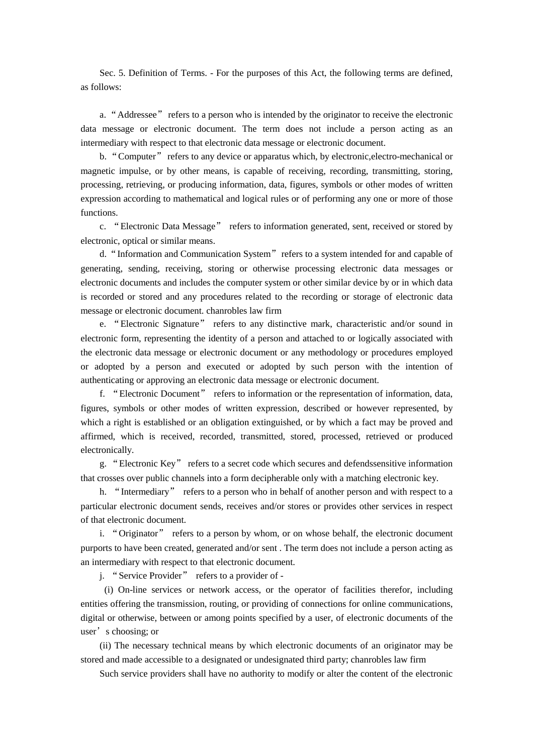Sec. 5. Definition of Terms. - For the purposes of this Act, the following terms are defined, as follows:

a. "Addressee" refers to a person who is intended by the originator to receive the electronic data message or electronic document. The term does not include a person acting as an intermediary with respect to that electronic data message or electronic document.

b. "Computer" refers to any device or apparatus which, by electronic,electro-mechanical or magnetic impulse, or by other means, is capable of receiving, recording, transmitting, storing, processing, retrieving, or producing information, data, figures, symbols or other modes of written expression according to mathematical and logical rules or of performing any one or more of those functions.

c. "Electronic Data Message" refers to information generated, sent, received or stored by electronic, optical or similar means.

d. "Information and Communication System" refers to a system intended for and capable of generating, sending, receiving, storing or otherwise processing electronic data messages or electronic documents and includes the computer system or other similar device by or in which data is recorded or stored and any procedures related to the recording or storage of electronic data message or electronic document. chanrobles law firm

e. "Electronic Signature" refers to any distinctive mark, characteristic and/or sound in electronic form, representing the identity of a person and attached to or logically associated with the electronic data message or electronic document or any methodology or procedures employed or adopted by a person and executed or adopted by such person with the intention of authenticating or approving an electronic data message or electronic document.

f. "Electronic Document" refers to information or the representation of information, data, figures, symbols or other modes of written expression, described or however represented, by which a right is established or an obligation extinguished, or by which a fact may be proved and affirmed, which is received, recorded, transmitted, stored, processed, retrieved or produced electronically.

g. "Electronic Key" refers to a secret code which secures and defendssensitive information that crosses over public channels into a form decipherable only with a matching electronic key.

h. "Intermediary" refers to a person who in behalf of another person and with respect to a particular electronic document sends, receives and/or stores or provides other services in respect of that electronic document.

i. "Originator" refers to a person by whom, or on whose behalf, the electronic document purports to have been created, generated and/or sent . The term does not include a person acting as an intermediary with respect to that electronic document.

j. "Service Provider" refers to a provider of -

(i) On-line services or network access, or the operator of facilities therefor, including entities offering the transmission, routing, or providing of connections for online communications, digital or otherwise, between or among points specified by a user, of electronic documents of the user's choosing; or

(ii) The necessary technical means by which electronic documents of an originator may be stored and made accessible to a designated or undesignated third party; chanrobles law firm

Such service providers shall have no authority to modify or alter the content of the electronic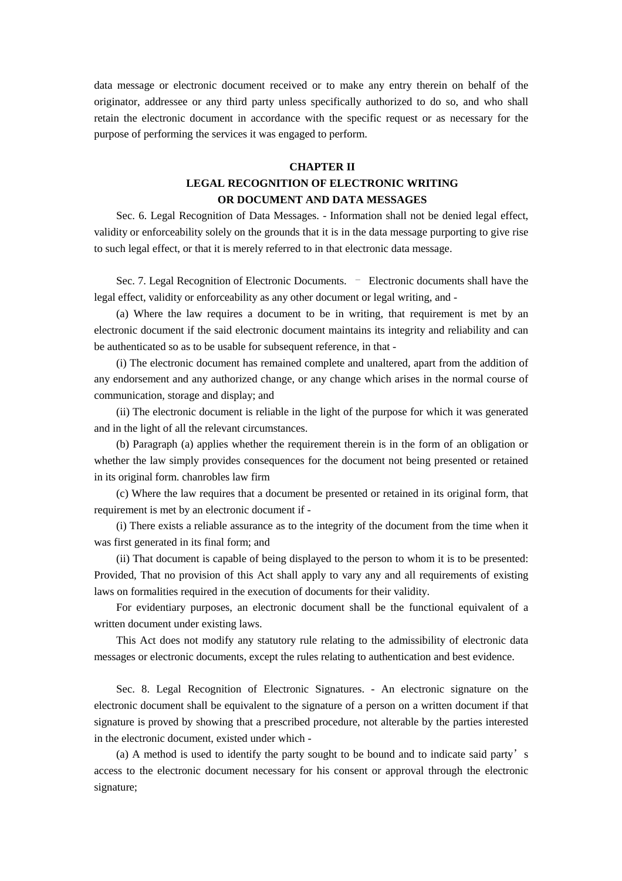data message or electronic document received or to make any entry therein on behalf of the originator, addressee or any third party unless specifically authorized to do so, and who shall retain the electronic document in accordance with the specific request or as necessary for the purpose of performing the services it was engaged to perform.

## CHAPTER II
## LEGAL RECOGNITION OF ELECTRONIC WRITING OR DOCUMENT AND DATA MESSAGES

Sec. 6. Legal Recognition of Data Messages. - Information shall not be denied legal effect, validity or enforceability solely on the grounds that it is in the data message purporting to give rise to such legal effect, or that it is merely referred to in that electronic data message.

Sec. 7. Legal Recognition of Electronic Documents. – Electronic documents shall have the legal effect, validity or enforceability as any other document or legal writing, and -

(a) Where the law requires a document to be in writing, that requirement is met by an electronic document if the said electronic document maintains its integrity and reliability and can be authenticated so as to be usable for subsequent reference, in that -

(i) The electronic document has remained complete and unaltered, apart from the addition of any endorsement and any authorized change, or any change which arises in the normal course of communication, storage and display; and

(ii) The electronic document is reliable in the light of the purpose for which it was generated and in the light of all the relevant circumstances.

(b) Paragraph (a) applies whether the requirement therein is in the form of an obligation or whether the law simply provides consequences for the document not being presented or retained in its original form. chanrobles law firm

(c) Where the law requires that a document be presented or retained in its original form, that requirement is met by an electronic document if -

(i) There exists a reliable assurance as to the integrity of the document from the time when it was first generated in its final form; and

(ii) That document is capable of being displayed to the person to whom it is to be presented: Provided, That no provision of this Act shall apply to vary any and all requirements of existing laws on formalities required in the execution of documents for their validity.

For evidentiary purposes, an electronic document shall be the functional equivalent of a written document under existing laws.

This Act does not modify any statutory rule relating to the admissibility of electronic data messages or electronic documents, except the rules relating to authentication and best evidence.

Sec. 8. Legal Recognition of Electronic Signatures. - An electronic signature on the electronic document shall be equivalent to the signature of a person on a written document if that signature is proved by showing that a prescribed procedure, not alterable by the parties interested in the electronic document, existed under which -

(a) A method is used to identify the party sought to be bound and to indicate said party's access to the electronic document necessary for his consent or approval through the electronic signature;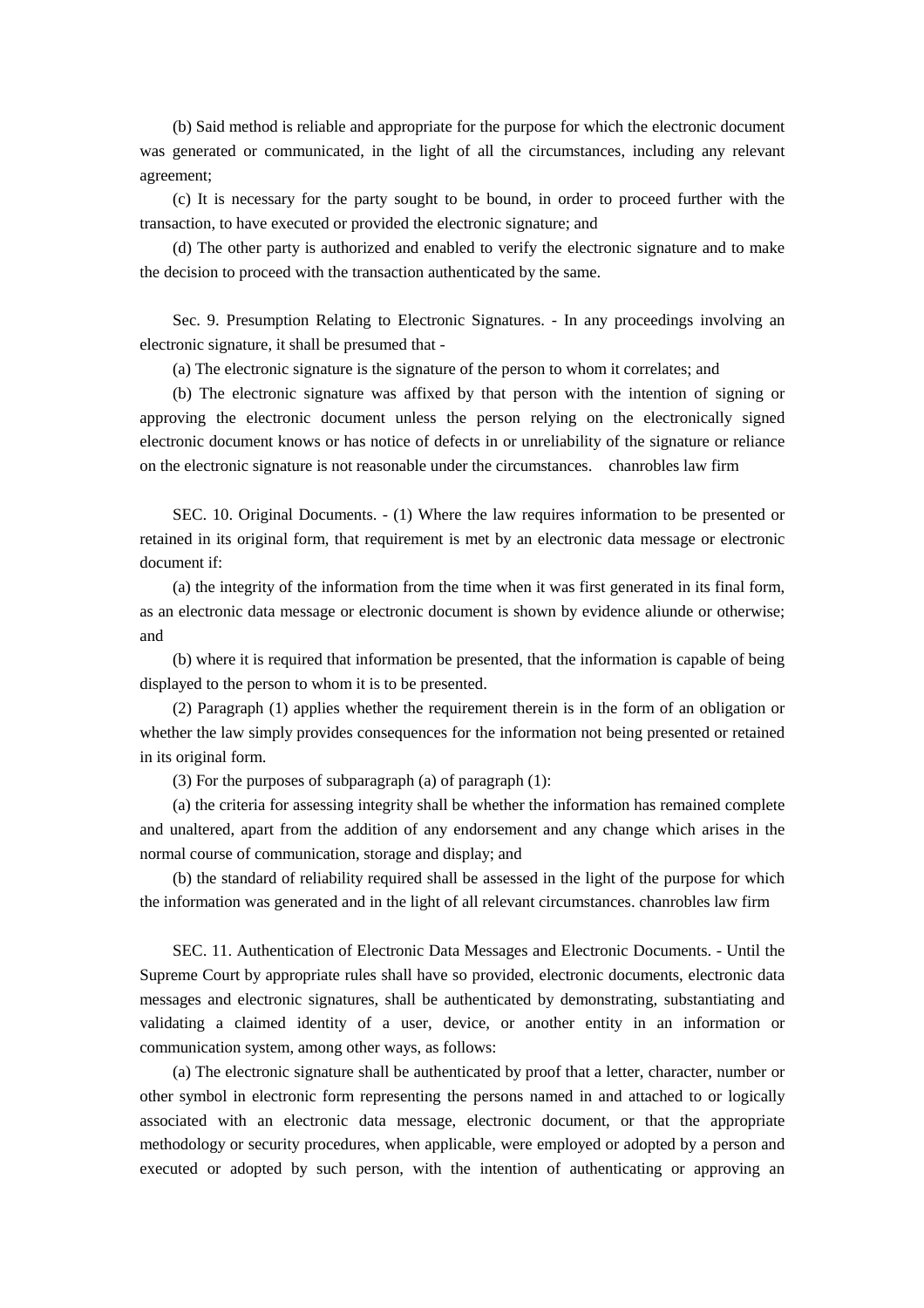(b) Said method is reliable and appropriate for the purpose for which the electronic document was generated or communicated, in the light of all the circumstances, including any relevant agreement;

(c) It is necessary for the party sought to be bound, in order to proceed further with the transaction, to have executed or provided the electronic signature; and

(d) The other party is authorized and enabled to verify the electronic signature and to make the decision to proceed with the transaction authenticated by the same.

Sec. 9. Presumption Relating to Electronic Signatures. - In any proceedings involving an electronic signature, it shall be presumed that -

(a) The electronic signature is the signature of the person to whom it correlates; and

(b) The electronic signature was affixed by that person with the intention of signing or approving the electronic document unless the person relying on the electronically signed electronic document knows or has notice of defects in or unreliability of the signature or reliance on the electronic signature is not reasonable under the circumstances. chanrobles law firm

SEC. 10. Original Documents. - (1) Where the law requires information to be presented or retained in its original form, that requirement is met by an electronic data message or electronic document if:

(a) the integrity of the information from the time when it was first generated in its final form, as an electronic data message or electronic document is shown by evidence aliunde or otherwise; and

(b) where it is required that information be presented, that the information is capable of being displayed to the person to whom it is to be presented.

(2) Paragraph (1) applies whether the requirement therein is in the form of an obligation or whether the law simply provides consequences for the information not being presented or retained in its original form.

(3) For the purposes of subparagraph (a) of paragraph (1):

(a) the criteria for assessing integrity shall be whether the information has remained complete and unaltered, apart from the addition of any endorsement and any change which arises in the normal course of communication, storage and display; and

(b) the standard of reliability required shall be assessed in the light of the purpose for which the information was generated and in the light of all relevant circumstances. chanrobles law firm

SEC. 11. Authentication of Electronic Data Messages and Electronic Documents. - Until the Supreme Court by appropriate rules shall have so provided, electronic documents, electronic data messages and electronic signatures, shall be authenticated by demonstrating, substantiating and validating a claimed identity of a user, device, or another entity in an information or communication system, among other ways, as follows:

(a) The electronic signature shall be authenticated by proof that a letter, character, number or other symbol in electronic form representing the persons named in and attached to or logically associated with an electronic data message, electronic document, or that the appropriate methodology or security procedures, when applicable, were employed or adopted by a person and executed or adopted by such person, with the intention of authenticating or approving an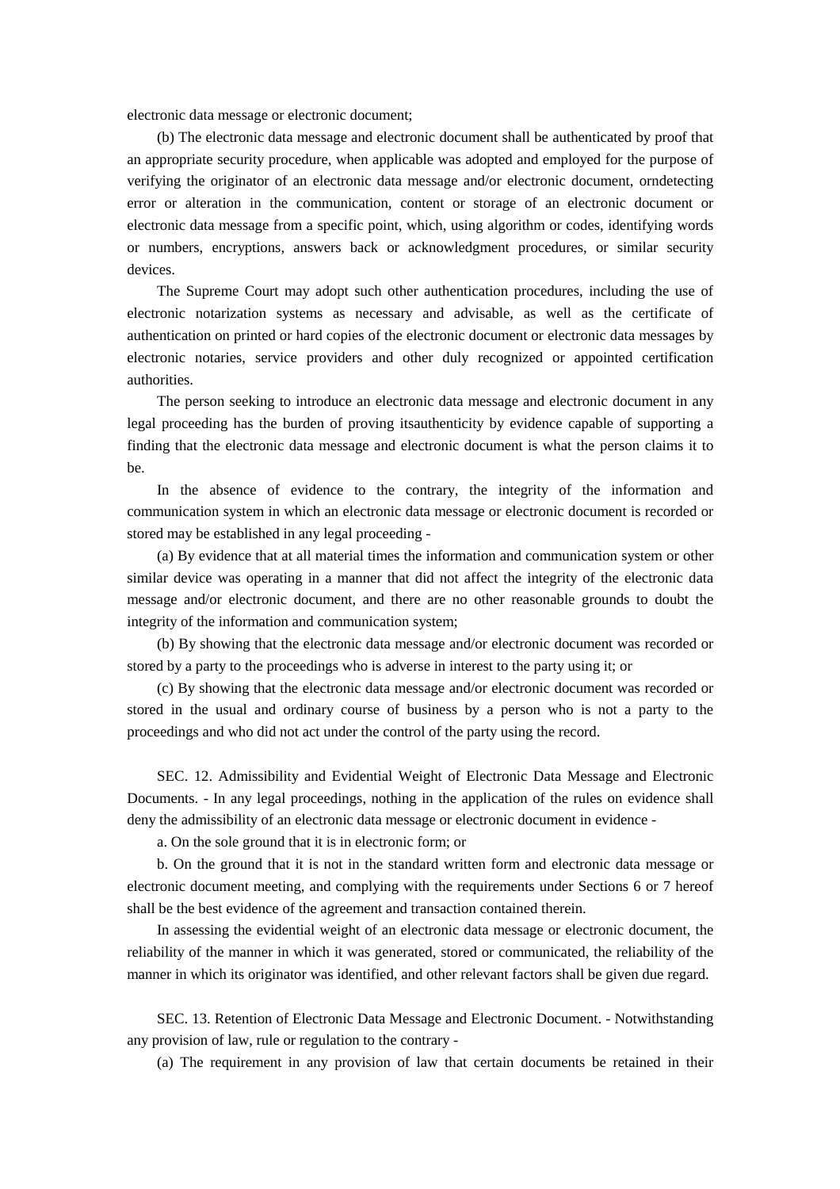electronic data message or electronic document;

(b) The electronic data message and electronic document shall be authenticated by proof that an appropriate security procedure, when applicable was adopted and employed for the purpose of verifying the originator of an electronic data message and/or electronic document, orndetecting error or alteration in the communication, content or storage of an electronic document or electronic data message from a specific point, which, using algorithm or codes, identifying words or numbers, encryptions, answers back or acknowledgment procedures, or similar security devices.

The Supreme Court may adopt such other authentication procedures, including the use of electronic notarization systems as necessary and advisable, as well as the certificate of authentication on printed or hard copies of the electronic document or electronic data messages by electronic notaries, service providers and other duly recognized or appointed certification authorities.

The person seeking to introduce an electronic data message and electronic document in any legal proceeding has the burden of proving itsauthenticity by evidence capable of supporting a finding that the electronic data message and electronic document is what the person claims it to be.

In the absence of evidence to the contrary, the integrity of the information and communication system in which an electronic data message or electronic document is recorded or stored may be established in any legal proceeding -

(a) By evidence that at all material times the information and communication system or other similar device was operating in a manner that did not affect the integrity of the electronic data message and/or electronic document, and there are no other reasonable grounds to doubt the integrity of the information and communication system;

(b) By showing that the electronic data message and/or electronic document was recorded or stored by a party to the proceedings who is adverse in interest to the party using it; or

(c) By showing that the electronic data message and/or electronic document was recorded or stored in the usual and ordinary course of business by a person who is not a party to the proceedings and who did not act under the control of the party using the record.

SEC. 12. Admissibility and Evidential Weight of Electronic Data Message and Electronic Documents. - In any legal proceedings, nothing in the application of the rules on evidence shall deny the admissibility of an electronic data message or electronic document in evidence -

a. On the sole ground that it is in electronic form; or

b. On the ground that it is not in the standard written form and electronic data message or electronic document meeting, and complying with the requirements under Sections 6 or 7 hereof shall be the best evidence of the agreement and transaction contained therein.

In assessing the evidential weight of an electronic data message or electronic document, the reliability of the manner in which it was generated, stored or communicated, the reliability of the manner in which its originator was identified, and other relevant factors shall be given due regard.

SEC. 13. Retention of Electronic Data Message and Electronic Document. - Notwithstanding any provision of law, rule or regulation to the contrary -

(a) The requirement in any provision of law that certain documents be retained in their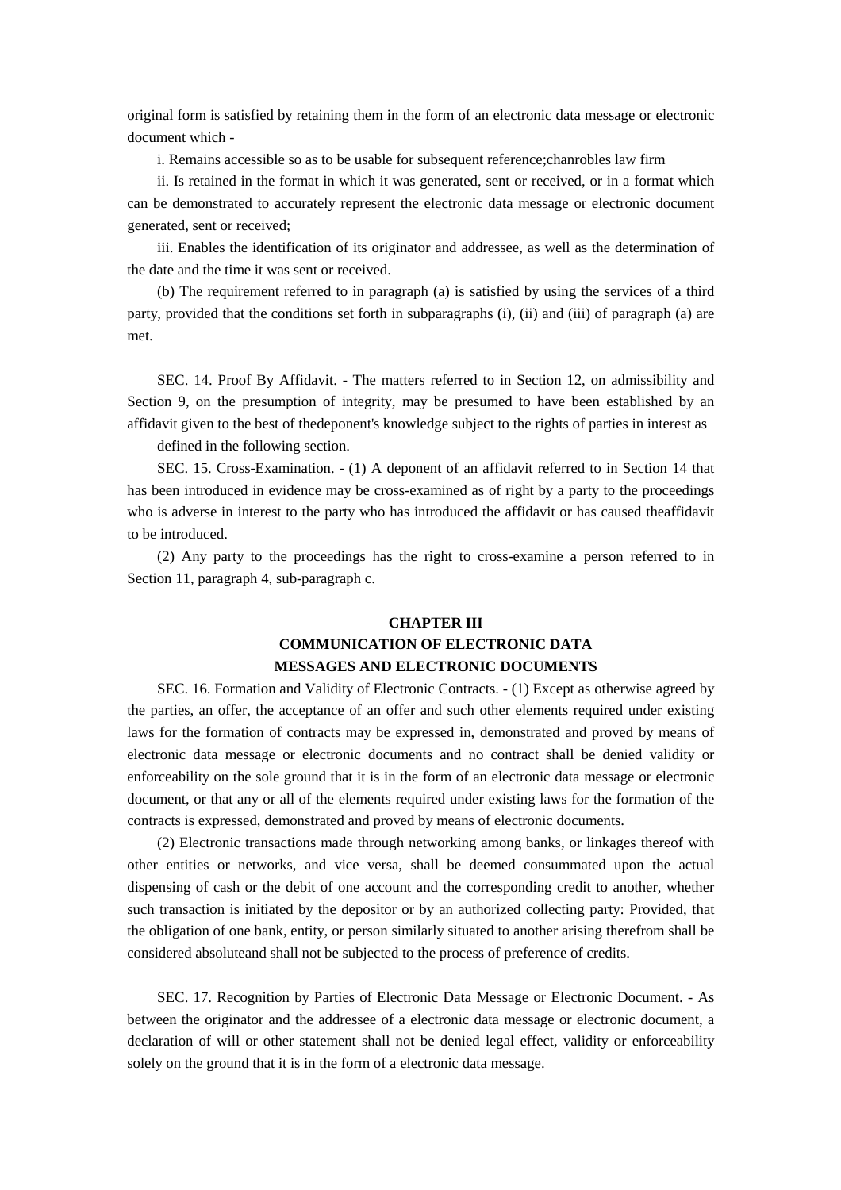original form is satisfied by retaining them in the form of an electronic data message or electronic document which -

i. Remains accessible so as to be usable for subsequent reference;chanrobles law firm

ii. Is retained in the format in which it was generated, sent or received, or in a format which can be demonstrated to accurately represent the electronic data message or electronic document generated, sent or received;

iii. Enables the identification of its originator and addressee, as well as the determination of the date and the time it was sent or received.

(b) The requirement referred to in paragraph (a) is satisfied by using the services of a third party, provided that the conditions set forth in subparagraphs (i), (ii) and (iii) of paragraph (a) are met.

SEC. 14. Proof By Affidavit. - The matters referred to in Section 12, on admissibility and Section 9, on the presumption of integrity, may be presumed to have been established by an affidavit given to the best of thedeponent's knowledge subject to the rights of parties in interest as

defined in the following section.

SEC. 15. Cross-Examination. - (1) A deponent of an affidavit referred to in Section 14 that has been introduced in evidence may be cross-examined as of right by a party to the proceedings who is adverse in interest to the party who has introduced the affidavit or has caused theaffidavit to be introduced.

(2) Any party to the proceedings has the right to cross-examine a person referred to in Section 11, paragraph 4, sub-paragraph c.

## CHAPTER III
## COMMUNICATION OF ELECTRONIC DATA MESSAGES AND ELECTRONIC DOCUMENTS

SEC. 16. Formation and Validity of Electronic Contracts. - (1) Except as otherwise agreed by the parties, an offer, the acceptance of an offer and such other elements required under existing laws for the formation of contracts may be expressed in, demonstrated and proved by means of electronic data message or electronic documents and no contract shall be denied validity or enforceability on the sole ground that it is in the form of an electronic data message or electronic document, or that any or all of the elements required under existing laws for the formation of the contracts is expressed, demonstrated and proved by means of electronic documents.

(2) Electronic transactions made through networking among banks, or linkages thereof with other entities or networks, and vice versa, shall be deemed consummated upon the actual dispensing of cash or the debit of one account and the corresponding credit to another, whether such transaction is initiated by the depositor or by an authorized collecting party: Provided, that the obligation of one bank, entity, or person similarly situated to another arising therefrom shall be considered absoluteand shall not be subjected to the process of preference of credits.

SEC. 17. Recognition by Parties of Electronic Data Message or Electronic Document. - As between the originator and the addressee of a electronic data message or electronic document, a declaration of will or other statement shall not be denied legal effect, validity or enforceability solely on the ground that it is in the form of a electronic data message.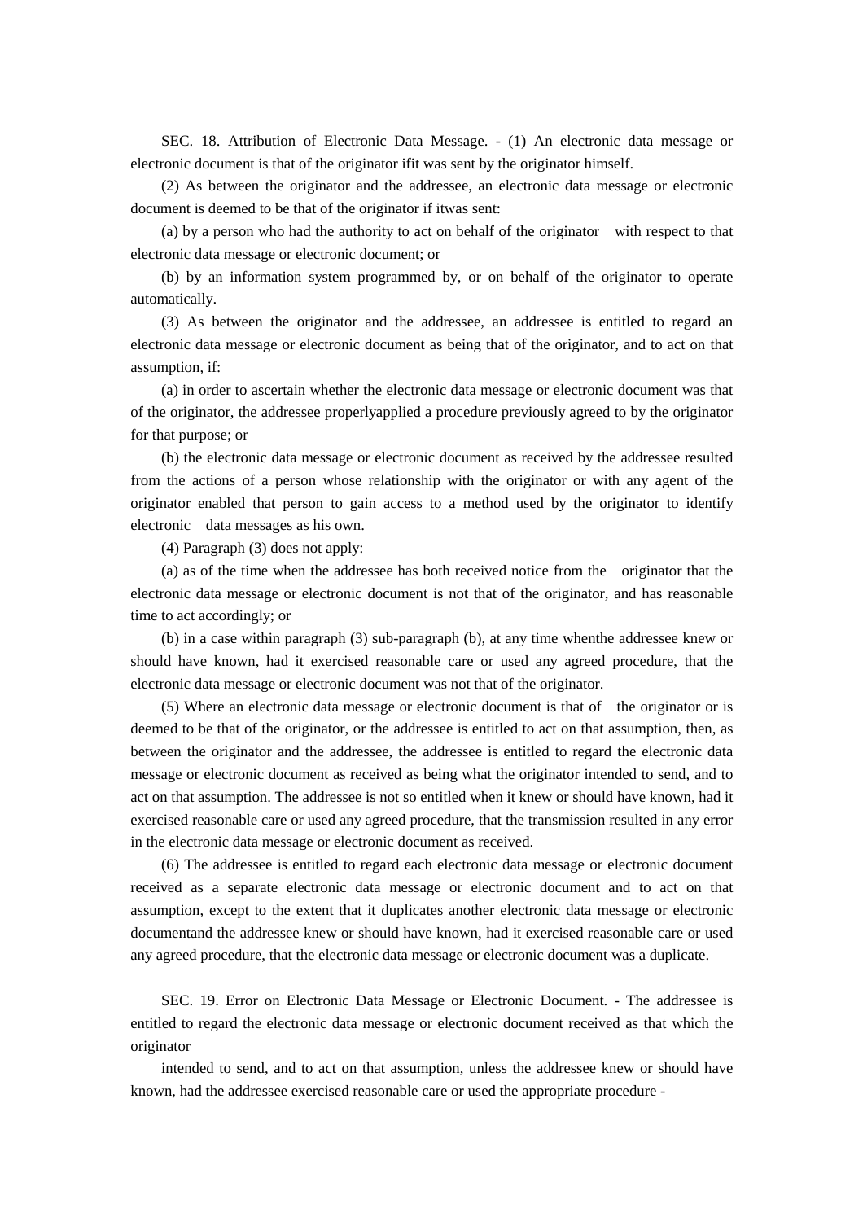SEC. 18. Attribution of Electronic Data Message. - (1) An electronic data message or electronic document is that of the originator ifit was sent by the originator himself.

(2) As between the originator and the addressee, an electronic data message or electronic document is deemed to be that of the originator if itwas sent:

(a) by a person who had the authority to act on behalf of the originator with respect to that electronic data message or electronic document; or

(b) by an information system programmed by, or on behalf of the originator to operate automatically.

(3) As between the originator and the addressee, an addressee is entitled to regard an electronic data message or electronic document as being that of the originator, and to act on that assumption, if:

(a) in order to ascertain whether the electronic data message or electronic document was that of the originator, the addressee properlyapplied a procedure previously agreed to by the originator for that purpose; or

(b) the electronic data message or electronic document as received by the addressee resulted from the actions of a person whose relationship with the originator or with any agent of the originator enabled that person to gain access to a method used by the originator to identify electronic data messages as his own.

(4) Paragraph (3) does not apply:

(a) as of the time when the addressee has both received notice from the originator that the electronic data message or electronic document is not that of the originator, and has reasonable time to act accordingly; or

(b) in a case within paragraph (3) sub-paragraph (b), at any time whenthe addressee knew or should have known, had it exercised reasonable care or used any agreed procedure, that the electronic data message or electronic document was not that of the originator.

(5) Where an electronic data message or electronic document is that of the originator or is deemed to be that of the originator, or the addressee is entitled to act on that assumption, then, as between the originator and the addressee, the addressee is entitled to regard the electronic data message or electronic document as received as being what the originator intended to send, and to act on that assumption. The addressee is not so entitled when it knew or should have known, had it exercised reasonable care or used any agreed procedure, that the transmission resulted in any error in the electronic data message or electronic document as received.

(6) The addressee is entitled to regard each electronic data message or electronic document received as a separate electronic data message or electronic document and to act on that assumption, except to the extent that it duplicates another electronic data message or electronic documentand the addressee knew or should have known, had it exercised reasonable care or used any agreed procedure, that the electronic data message or electronic document was a duplicate.

SEC. 19. Error on Electronic Data Message or Electronic Document. - The addressee is entitled to regard the electronic data message or electronic document received as that which the originator

intended to send, and to act on that assumption, unless the addressee knew or should have known, had the addressee exercised reasonable care or used the appropriate procedure -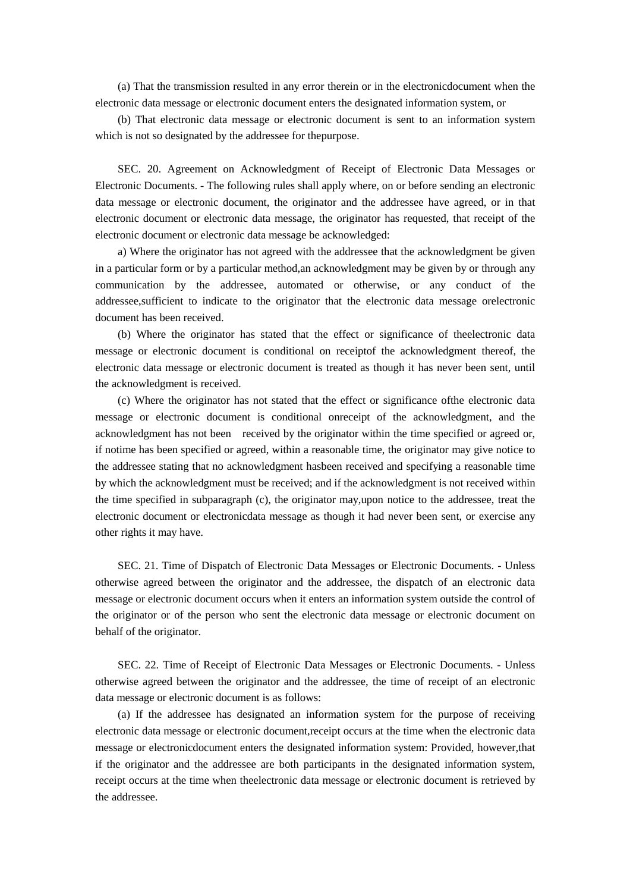(a) That the transmission resulted in any error therein or in the electronicdocument when the electronic data message or electronic document enters the designated information system, or

(b) That electronic data message or electronic document is sent to an information system which is not so designated by the addressee for thepurpose.

SEC. 20. Agreement on Acknowledgment of Receipt of Electronic Data Messages or Electronic Documents. - The following rules shall apply where, on or before sending an electronic data message or electronic document, the originator and the addressee have agreed, or in that electronic document or electronic data message, the originator has requested, that receipt of the electronic document or electronic data message be acknowledged:

a) Where the originator has not agreed with the addressee that the acknowledgment be given in a particular form or by a particular method,an acknowledgment may be given by or through any communication by the addressee, automated or otherwise, or any conduct of the addressee,sufficient to indicate to the originator that the electronic data message orelectronic document has been received.

(b) Where the originator has stated that the effect or significance of theelectronic data message or electronic document is conditional on receiptof the acknowledgment thereof, the electronic data message or electronic document is treated as though it has never been sent, until the acknowledgment is received.

(c) Where the originator has not stated that the effect or significance ofthe electronic data message or electronic document is conditional onreceipt of the acknowledgment, and the acknowledgment has not been received by the originator within the time specified or agreed or, if notime has been specified or agreed, within a reasonable time, the originator may give notice to the addressee stating that no acknowledgment hasbeen received and specifying a reasonable time by which the acknowledgment must be received; and if the acknowledgment is not received within the time specified in subparagraph (c), the originator may,upon notice to the addressee, treat the electronic document or electronicdata message as though it had never been sent, or exercise any other rights it may have.

SEC. 21. Time of Dispatch of Electronic Data Messages or Electronic Documents. - Unless otherwise agreed between the originator and the addressee, the dispatch of an electronic data message or electronic document occurs when it enters an information system outside the control of the originator or of the person who sent the electronic data message or electronic document on behalf of the originator.

SEC. 22. Time of Receipt of Electronic Data Messages or Electronic Documents. - Unless otherwise agreed between the originator and the addressee, the time of receipt of an electronic data message or electronic document is as follows:

(a) If the addressee has designated an information system for the purpose of receiving electronic data message or electronic document,receipt occurs at the time when the electronic data message or electronicdocument enters the designated information system: Provided, however,that if the originator and the addressee are both participants in the designated information system, receipt occurs at the time when theelectronic data message or electronic document is retrieved by the addressee.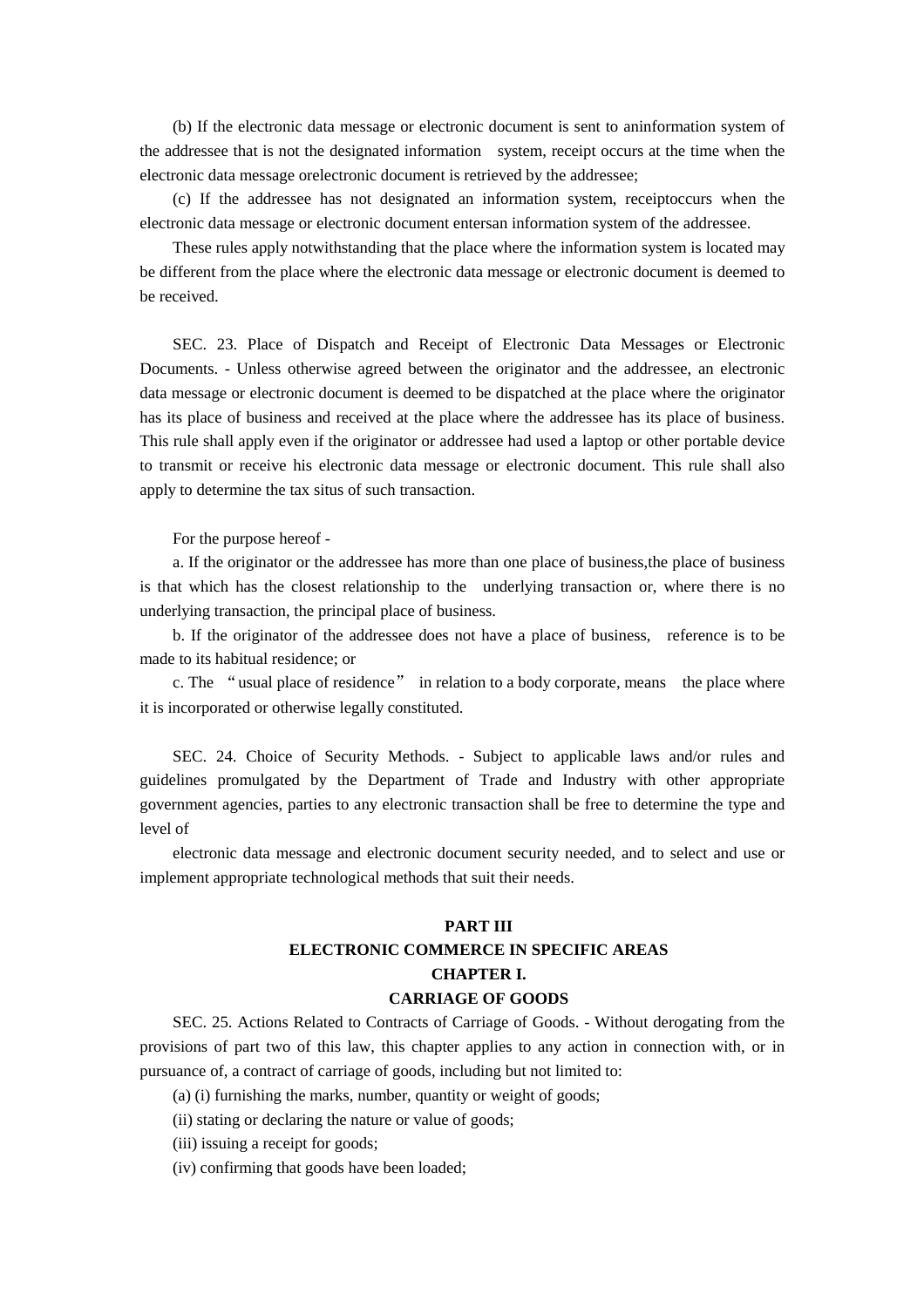(b) If the electronic data message or electronic document is sent to aninformation system of the addressee that is not the designated information system, receipt occurs at the time when the electronic data message orelectronic document is retrieved by the addressee;

(c) If the addressee has not designated an information system, receiptoccurs when the electronic data message or electronic document entersan information system of the addressee.

These rules apply notwithstanding that the place where the information system is located may be different from the place where the electronic data message or electronic document is deemed to be received.

SEC. 23. Place of Dispatch and Receipt of Electronic Data Messages or Electronic Documents. - Unless otherwise agreed between the originator and the addressee, an electronic data message or electronic document is deemed to be dispatched at the place where the originator has its place of business and received at the place where the addressee has its place of business. This rule shall apply even if the originator or addressee had used a laptop or other portable device to transmit or receive his electronic data message or electronic document. This rule shall also apply to determine the tax situs of such transaction.

For the purpose hereof -

a. If the originator or the addressee has more than one place of business,the place of business is that which has the closest relationship to the underlying transaction or, where there is no underlying transaction, the principal place of business.

b. If the originator of the addressee does not have a place of business, reference is to be made to its habitual residence; or

c. The "usual place of residence" in relation to a body corporate, means the place where it is incorporated or otherwise legally constituted.

SEC. 24. Choice of Security Methods. - Subject to applicable laws and/or rules and guidelines promulgated by the Department of Trade and Industry with other appropriate government agencies, parties to any electronic transaction shall be free to determine the type and level of

electronic data message and electronic document security needed, and to select and use or implement appropriate technological methods that suit their needs.

## PART III
## ELECTRONIC COMMERCE IN SPECIFIC AREAS
### CHAPTER I.
### CARRIAGE OF GOODS

SEC. 25. Actions Related to Contracts of Carriage of Goods. - Without derogating from the provisions of part two of this law, this chapter applies to any action in connection with, or in pursuance of, a contract of carriage of goods, including but not limited to:

(a) (i) furnishing the marks, number, quantity or weight of goods;

(ii) stating or declaring the nature or value of goods;

(iii) issuing a receipt for goods;

(iv) confirming that goods have been loaded;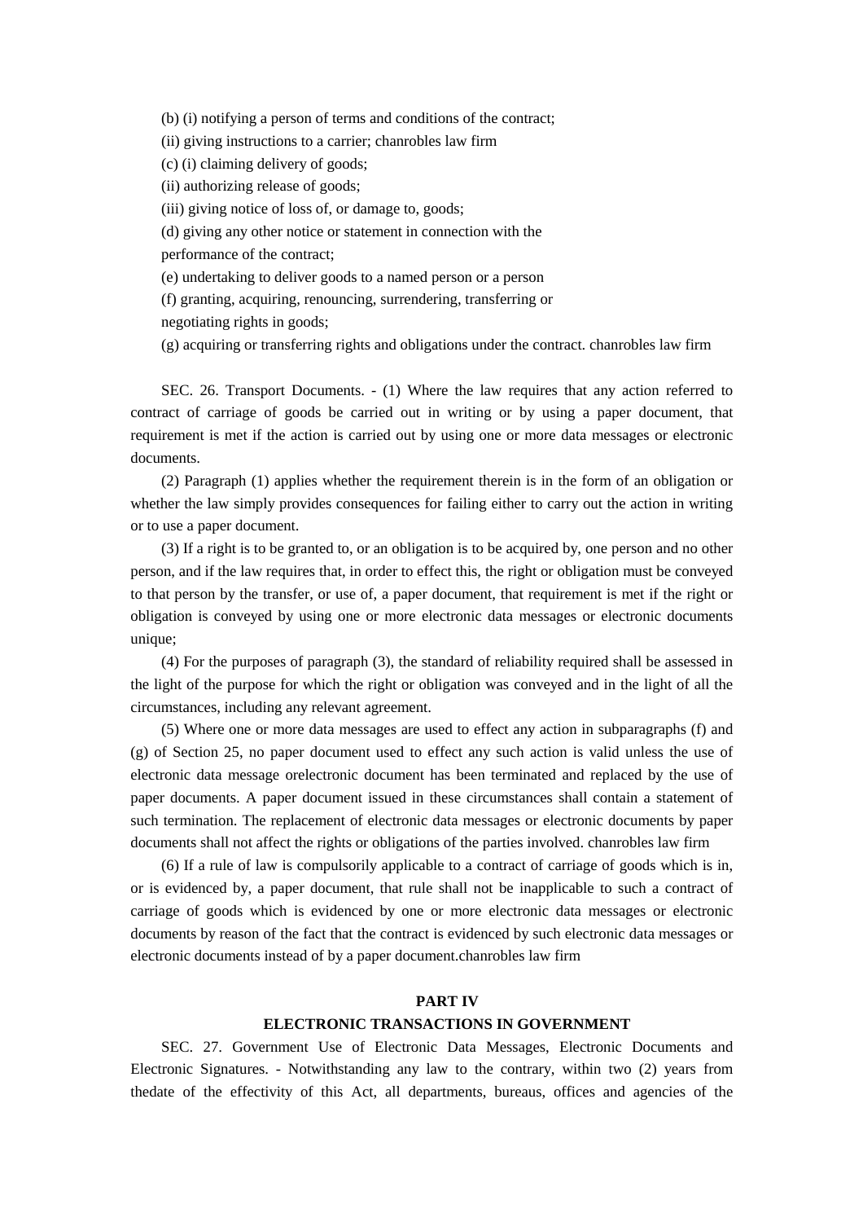(b) (i) notifying a person of terms and conditions of the contract;

(ii) giving instructions to a carrier; chanrobles law firm

(c) (i) claiming delivery of goods;

(ii) authorizing release of goods;

(iii) giving notice of loss of, or damage to, goods;

(d) giving any other notice or statement in connection with the performance of the contract;

(e) undertaking to deliver goods to a named person or a person

(f) granting, acquiring, renouncing, surrendering, transferring or negotiating rights in goods;

(g) acquiring or transferring rights and obligations under the contract. chanrobles law firm

SEC. 26. Transport Documents. - (1) Where the law requires that any action referred to contract of carriage of goods be carried out in writing or by using a paper document, that requirement is met if the action is carried out by using one or more data messages or electronic documents.

(2) Paragraph (1) applies whether the requirement therein is in the form of an obligation or whether the law simply provides consequences for failing either to carry out the action in writing or to use a paper document.

(3) If a right is to be granted to, or an obligation is to be acquired by, one person and no other person, and if the law requires that, in order to effect this, the right or obligation must be conveyed to that person by the transfer, or use of, a paper document, that requirement is met if the right or obligation is conveyed by using one or more electronic data messages or electronic documents unique;

(4) For the purposes of paragraph (3), the standard of reliability required shall be assessed in the light of the purpose for which the right or obligation was conveyed and in the light of all the circumstances, including any relevant agreement.

(5) Where one or more data messages are used to effect any action in subparagraphs (f) and (g) of Section 25, no paper document used to effect any such action is valid unless the use of electronic data message orelectronic document has been terminated and replaced by the use of paper documents. A paper document issued in these circumstances shall contain a statement of such termination. The replacement of electronic data messages or electronic documents by paper documents shall not affect the rights or obligations of the parties involved. chanrobles law firm

(6) If a rule of law is compulsorily applicable to a contract of carriage of goods which is in, or is evidenced by, a paper document, that rule shall not be inapplicable to such a contract of carriage of goods which is evidenced by one or more electronic data messages or electronic documents by reason of the fact that the contract is evidenced by such electronic data messages or electronic documents instead of by a paper document.chanrobles law firm

## PART IV
## ELECTRONIC TRANSACTIONS IN GOVERNMENT

SEC. 27. Government Use of Electronic Data Messages, Electronic Documents and Electronic Signatures. - Notwithstanding any law to the contrary, within two (2) years from thedate of the effectivity of this Act, all departments, bureaus, offices and agencies of the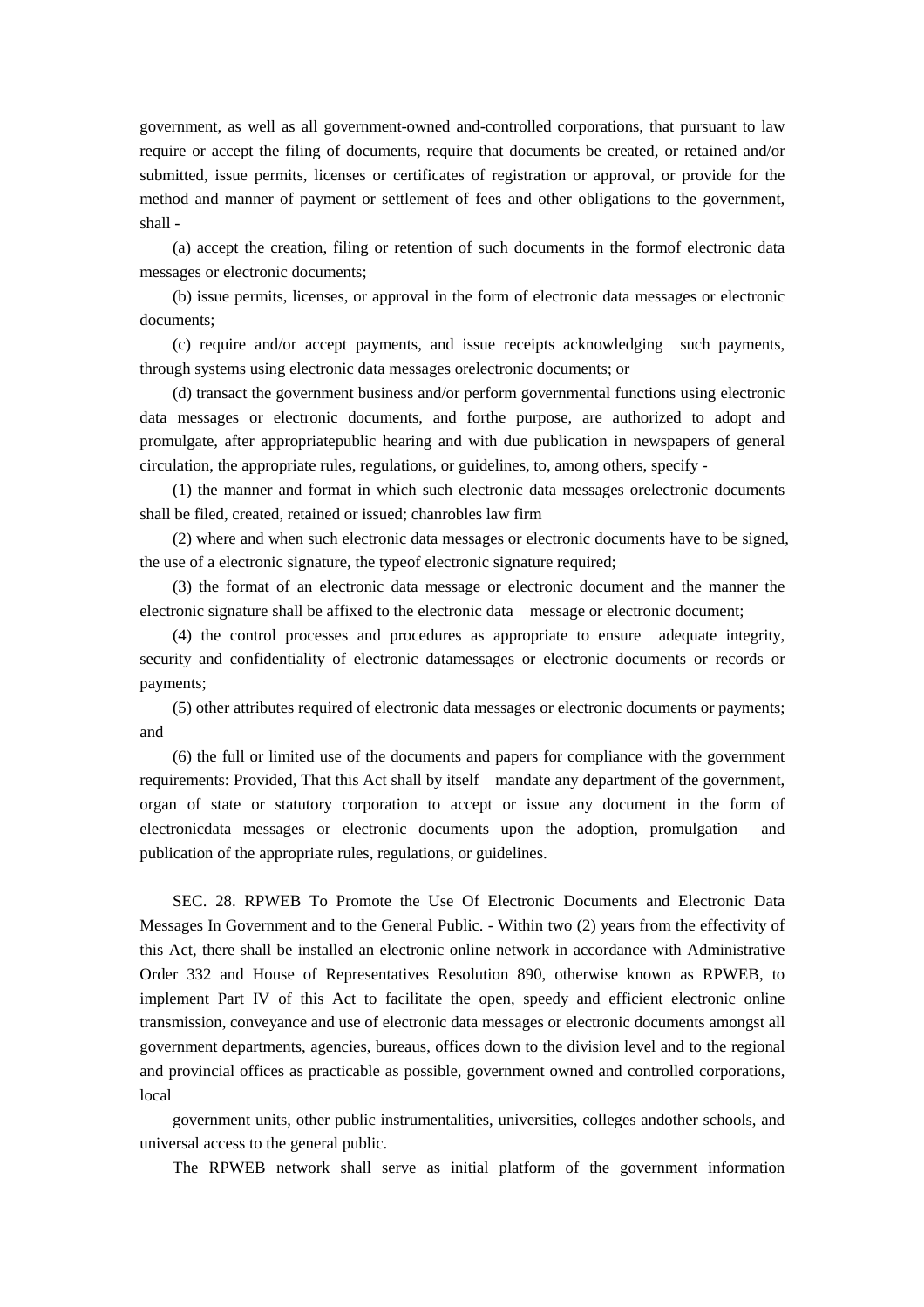government, as well as all government-owned and-controlled corporations, that pursuant to law require or accept the filing of documents, require that documents be created, or retained and/or submitted, issue permits, licenses or certificates of registration or approval, or provide for the method and manner of payment or settlement of fees and other obligations to the government, shall -

(a) accept the creation, filing or retention of such documents in the formof electronic data messages or electronic documents;

(b) issue permits, licenses, or approval in the form of electronic data messages or electronic documents;

(c) require and/or accept payments, and issue receipts acknowledging such payments, through systems using electronic data messages orelectronic documents; or

(d) transact the government business and/or perform governmental functions using electronic data messages or electronic documents, and forthe purpose, are authorized to adopt and promulgate, after appropriatepublic hearing and with due publication in newspapers of general circulation, the appropriate rules, regulations, or guidelines, to, among others, specify -

(1) the manner and format in which such electronic data messages orelectronic documents shall be filed, created, retained or issued; chanrobles law firm

(2) where and when such electronic data messages or electronic documents have to be signed, the use of a electronic signature, the typeof electronic signature required;

(3) the format of an electronic data message or electronic document and the manner the electronic signature shall be affixed to the electronic data message or electronic document;

(4) the control processes and procedures as appropriate to ensure adequate integrity, security and confidentiality of electronic datamessages or electronic documents or records or payments;

(5) other attributes required of electronic data messages or electronic documents or payments; and

(6) the full or limited use of the documents and papers for compliance with the government requirements: Provided, That this Act shall by itself mandate any department of the government, organ of state or statutory corporation to accept or issue any document in the form of electronicdata messages or electronic documents upon the adoption, promulgation and publication of the appropriate rules, regulations, or guidelines.

SEC. 28. RPWEB To Promote the Use Of Electronic Documents and Electronic Data Messages In Government and to the General Public. - Within two (2) years from the effectivity of this Act, there shall be installed an electronic online network in accordance with Administrative Order 332 and House of Representatives Resolution 890, otherwise known as RPWEB, to implement Part IV of this Act to facilitate the open, speedy and efficient electronic online transmission, conveyance and use of electronic data messages or electronic documents amongst all government departments, agencies, bureaus, offices down to the division level and to the regional and provincial offices as practicable as possible, government owned and controlled corporations, local

government units, other public instrumentalities, universities, colleges andother schools, and universal access to the general public.

The RPWEB network shall serve as initial platform of the government information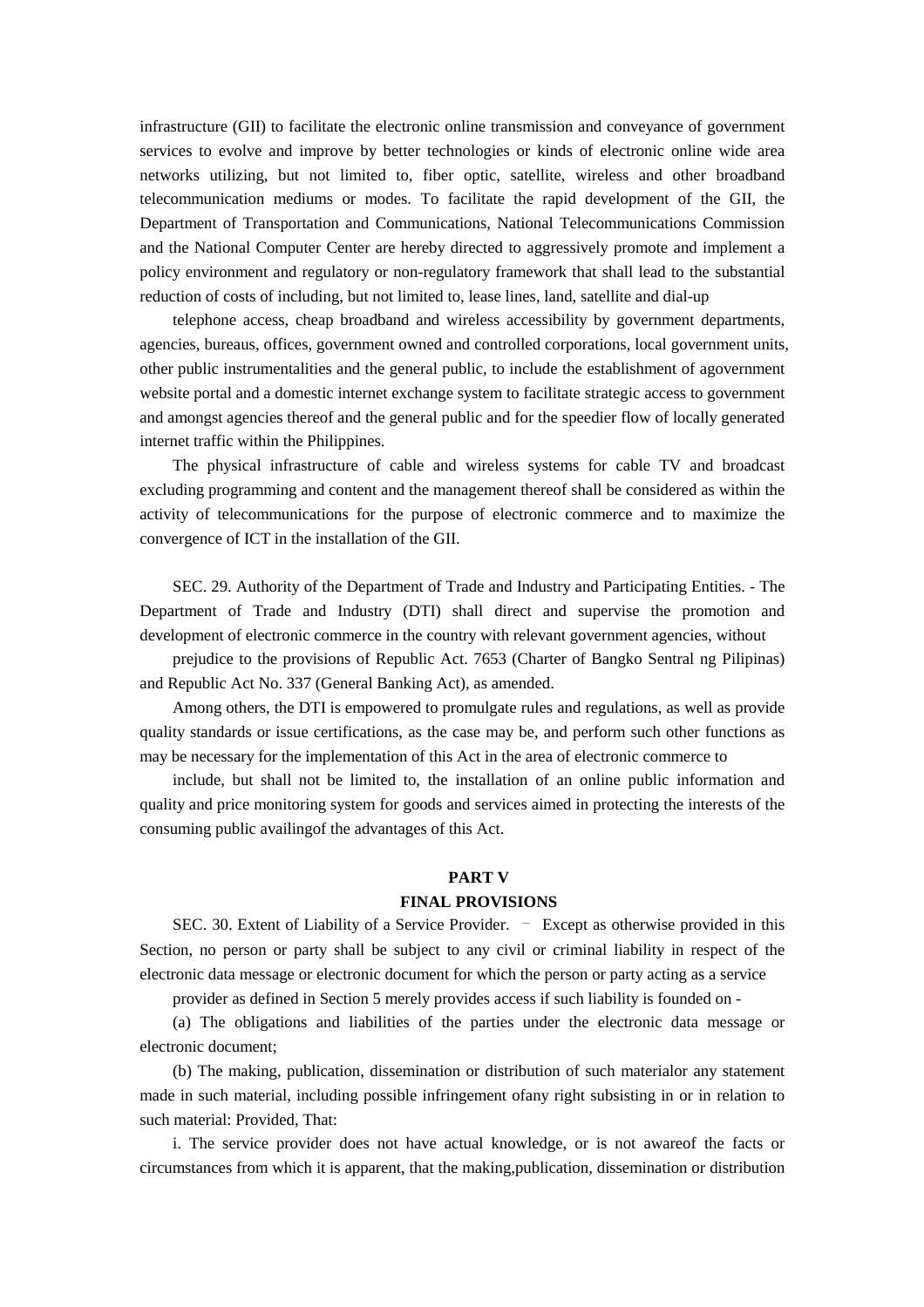infrastructure (GII) to facilitate the electronic online transmission and conveyance of government services to evolve and improve by better technologies or kinds of electronic online wide area networks utilizing, but not limited to, fiber optic, satellite, wireless and other broadband telecommunication mediums or modes. To facilitate the rapid development of the GII, the Department of Transportation and Communications, National Telecommunications Commission and the National Computer Center are hereby directed to aggressively promote and implement a policy environment and regulatory or non-regulatory framework that shall lead to the substantial reduction of costs of including, but not limited to, lease lines, land, satellite and dial-up

telephone access, cheap broadband and wireless accessibility by government departments, agencies, bureaus, offices, government owned and controlled corporations, local government units, other public instrumentalities and the general public, to include the establishment of agovernment website portal and a domestic internet exchange system to facilitate strategic access to government and amongst agencies thereof and the general public and for the speedier flow of locally generated internet traffic within the Philippines.

The physical infrastructure of cable and wireless systems for cable TV and broadcast excluding programming and content and the management thereof shall be considered as within the activity of telecommunications for the purpose of electronic commerce and to maximize the convergence of ICT in the installation of the GII.

SEC. 29. Authority of the Department of Trade and Industry and Participating Entities. - The Department of Trade and Industry (DTI) shall direct and supervise the promotion and development of electronic commerce in the country with relevant government agencies, without

prejudice to the provisions of Republic Act. 7653 (Charter of Bangko Sentral ng Pilipinas) and Republic Act No. 337 (General Banking Act), as amended.

Among others, the DTI is empowered to promulgate rules and regulations, as well as provide quality standards or issue certifications, as the case may be, and perform such other functions as may be necessary for the implementation of this Act in the area of electronic commerce to

include, but shall not be limited to, the installation of an online public information and quality and price monitoring system for goods and services aimed in protecting the interests of the consuming public availingof the advantages of this Act.

## PART V
## FINAL PROVISIONS

SEC. 30. Extent of Liability of a Service Provider. – Except as otherwise provided in this Section, no person or party shall be subject to any civil or criminal liability in respect of the electronic data message or electronic document for which the person or party acting as a service

provider as defined in Section 5 merely provides access if such liability is founded on -

(a) The obligations and liabilities of the parties under the electronic data message or electronic document;

(b) The making, publication, dissemination or distribution of such materialor any statement made in such material, including possible infringement ofany right subsisting in or in relation to such material: Provided, That:

i. The service provider does not have actual knowledge, or is not awareof the facts or circumstances from which it is apparent, that the making,publication, dissemination or distribution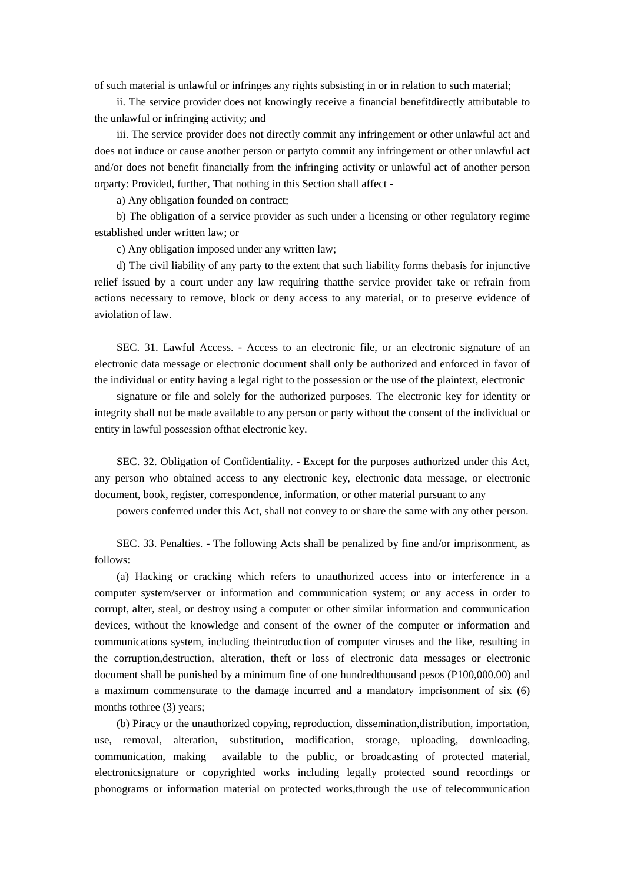of such material is unlawful or infringes any rights subsisting in or in relation to such material;

ii. The service provider does not knowingly receive a financial benefitdirectly attributable to the unlawful or infringing activity; and

iii. The service provider does not directly commit any infringement or other unlawful act and does not induce or cause another person or partyto commit any infringement or other unlawful act and/or does not benefit financially from the infringing activity or unlawful act of another person orparty: Provided, further, That nothing in this Section shall affect -

a) Any obligation founded on contract;

b) The obligation of a service provider as such under a licensing or other regulatory regime established under written law; or

c) Any obligation imposed under any written law;

d) The civil liability of any party to the extent that such liability forms thebasis for injunctive relief issued by a court under any law requiring thatthe service provider take or refrain from actions necessary to remove, block or deny access to any material, or to preserve evidence of aviolation of law.

SEC. 31. Lawful Access. - Access to an electronic file, or an electronic signature of an electronic data message or electronic document shall only be authorized and enforced in favor of the individual or entity having a legal right to the possession or the use of the plaintext, electronic

signature or file and solely for the authorized purposes. The electronic key for identity or integrity shall not be made available to any person or party without the consent of the individual or entity in lawful possession ofthat electronic key.

SEC. 32. Obligation of Confidentiality. - Except for the purposes authorized under this Act, any person who obtained access to any electronic key, electronic data message, or electronic document, book, register, correspondence, information, or other material pursuant to any

powers conferred under this Act, shall not convey to or share the same with any other person.

SEC. 33. Penalties. - The following Acts shall be penalized by fine and/or imprisonment, as follows:

(a) Hacking or cracking which refers to unauthorized access into or interference in a computer system/server or information and communication system; or any access in order to corrupt, alter, steal, or destroy using a computer or other similar information and communication devices, without the knowledge and consent of the owner of the computer or information and communications system, including theintroduction of computer viruses and the like, resulting in the corruption,destruction, alteration, theft or loss of electronic data messages or electronic document shall be punished by a minimum fine of one hundredthousand pesos (P100,000.00) and a maximum commensurate to the damage incurred and a mandatory imprisonment of six (6) months tothree (3) years;

(b) Piracy or the unauthorized copying, reproduction, dissemination,distribution, importation, use, removal, alteration, substitution, modification, storage, uploading, downloading, communication, making available to the public, or broadcasting of protected material, electronicsignature or copyrighted works including legally protected sound recordings or phonograms or information material on protected works,through the use of telecommunication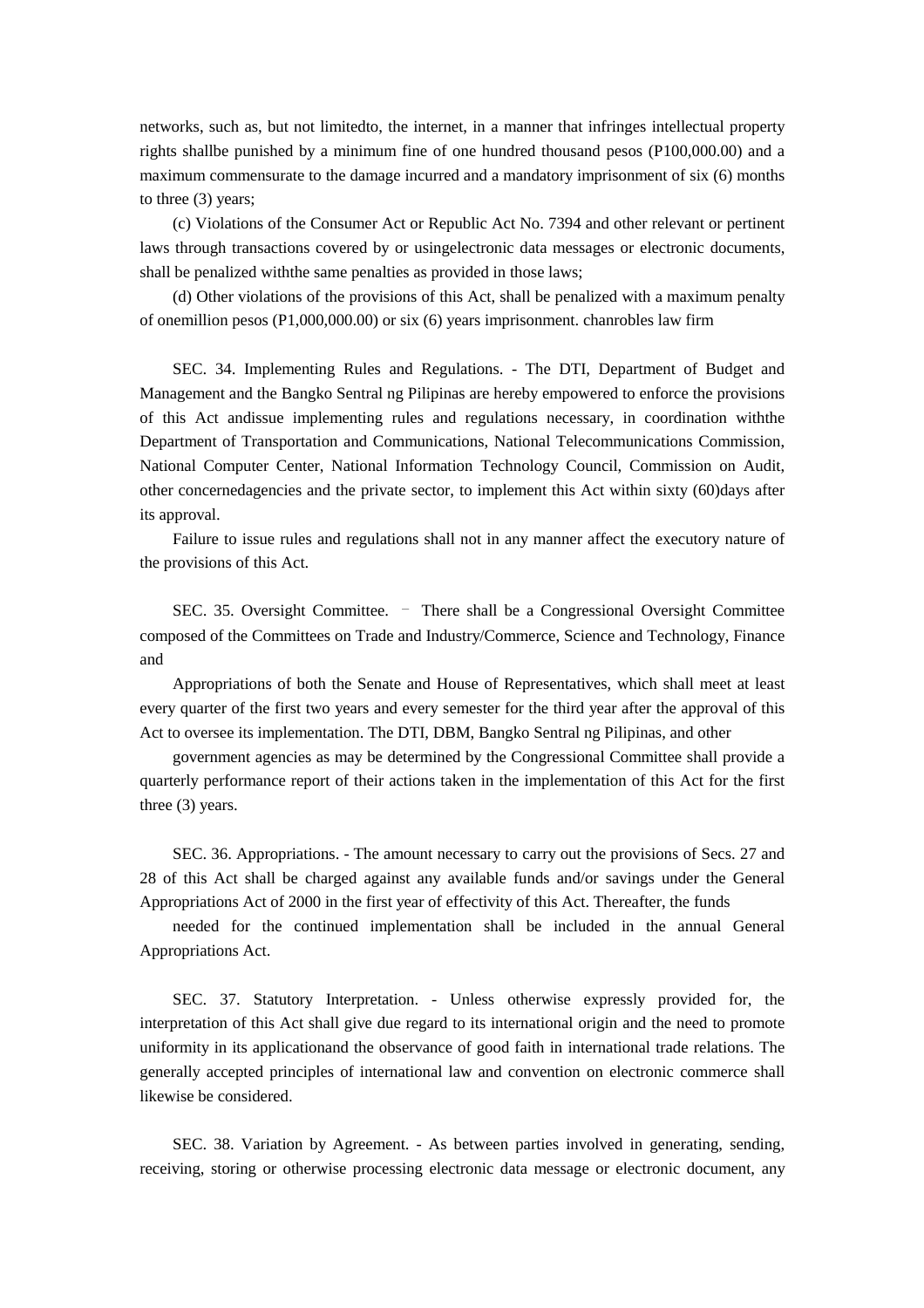networks, such as, but not limitedto, the internet, in a manner that infringes intellectual property rights shallbe punished by a minimum fine of one hundred thousand pesos (P100,000.00) and a maximum commensurate to the damage incurred and a mandatory imprisonment of six (6) months to three (3) years;

(c) Violations of the Consumer Act or Republic Act No. 7394 and other relevant or pertinent laws through transactions covered by or usingelectronic data messages or electronic documents, shall be penalized withthe same penalties as provided in those laws;

(d) Other violations of the provisions of this Act, shall be penalized with a maximum penalty of onemillion pesos (P1,000,000.00) or six (6) years imprisonment. chanrobles law firm

SEC. 34. Implementing Rules and Regulations. - The DTI, Department of Budget and Management and the Bangko Sentral ng Pilipinas are hereby empowered to enforce the provisions of this Act andissue implementing rules and regulations necessary, in coordination withthe Department of Transportation and Communications, National Telecommunications Commission, National Computer Center, National Information Technology Council, Commission on Audit, other concernedagencies and the private sector, to implement this Act within sixty (60)days after its approval.

Failure to issue rules and regulations shall not in any manner affect the executory nature of the provisions of this Act.

SEC. 35. Oversight Committee. – There shall be a Congressional Oversight Committee composed of the Committees on Trade and Industry/Commerce, Science and Technology, Finance and

Appropriations of both the Senate and House of Representatives, which shall meet at least every quarter of the first two years and every semester for the third year after the approval of this Act to oversee its implementation. The DTI, DBM, Bangko Sentral ng Pilipinas, and other

government agencies as may be determined by the Congressional Committee shall provide a quarterly performance report of their actions taken in the implementation of this Act for the first three (3) years.

SEC. 36. Appropriations. - The amount necessary to carry out the provisions of Secs. 27 and 28 of this Act shall be charged against any available funds and/or savings under the General Appropriations Act of 2000 in the first year of effectivity of this Act. Thereafter, the funds

needed for the continued implementation shall be included in the annual General Appropriations Act.

SEC. 37. Statutory Interpretation. - Unless otherwise expressly provided for, the interpretation of this Act shall give due regard to its international origin and the need to promote uniformity in its applicationand the observance of good faith in international trade relations. The generally accepted principles of international law and convention on electronic commerce shall likewise be considered.

SEC. 38. Variation by Agreement. - As between parties involved in generating, sending, receiving, storing or otherwise processing electronic data message or electronic document, any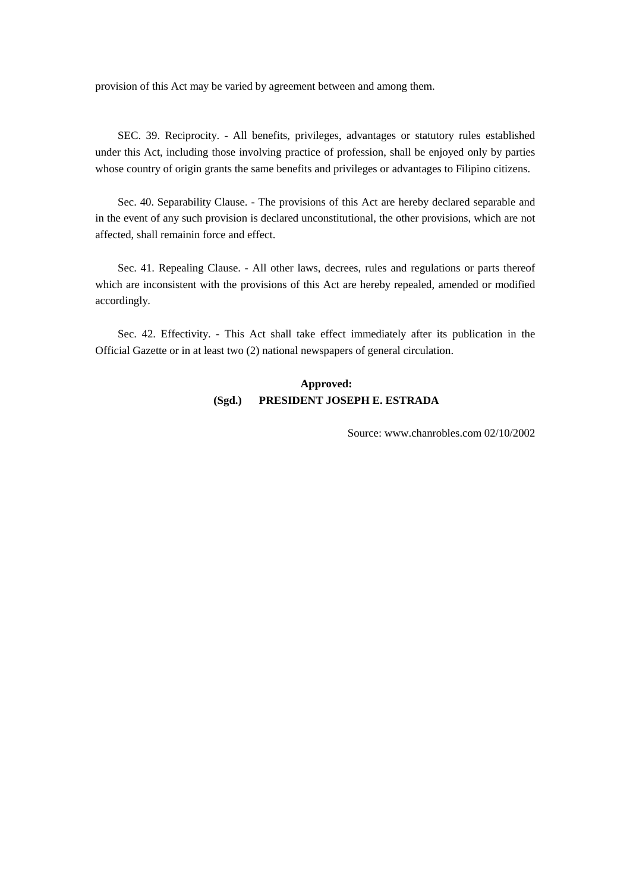provision of this Act may be varied by agreement between and among them.

SEC. 39. Reciprocity. - All benefits, privileges, advantages or statutory rules established under this Act, including those involving practice of profession, shall be enjoyed only by parties whose country of origin grants the same benefits and privileges or advantages to Filipino citizens.

Sec. 40. Separability Clause. - The provisions of this Act are hereby declared separable and in the event of any such provision is declared unconstitutional, the other provisions, which are not affected, shall remainin force and effect.

Sec. 41. Repealing Clause. - All other laws, decrees, rules and regulations or parts thereof which are inconsistent with the provisions of this Act are hereby repealed, amended or modified accordingly.

Sec. 42. Effectivity. - This Act shall take effect immediately after its publication in the Official Gazette or in at least two (2) national newspapers of general circulation.

**Approved:**

**(Sgd.) PRESIDENT JOSEPH E. ESTRADA**

Source: www.chanrobles.com 02/10/2002